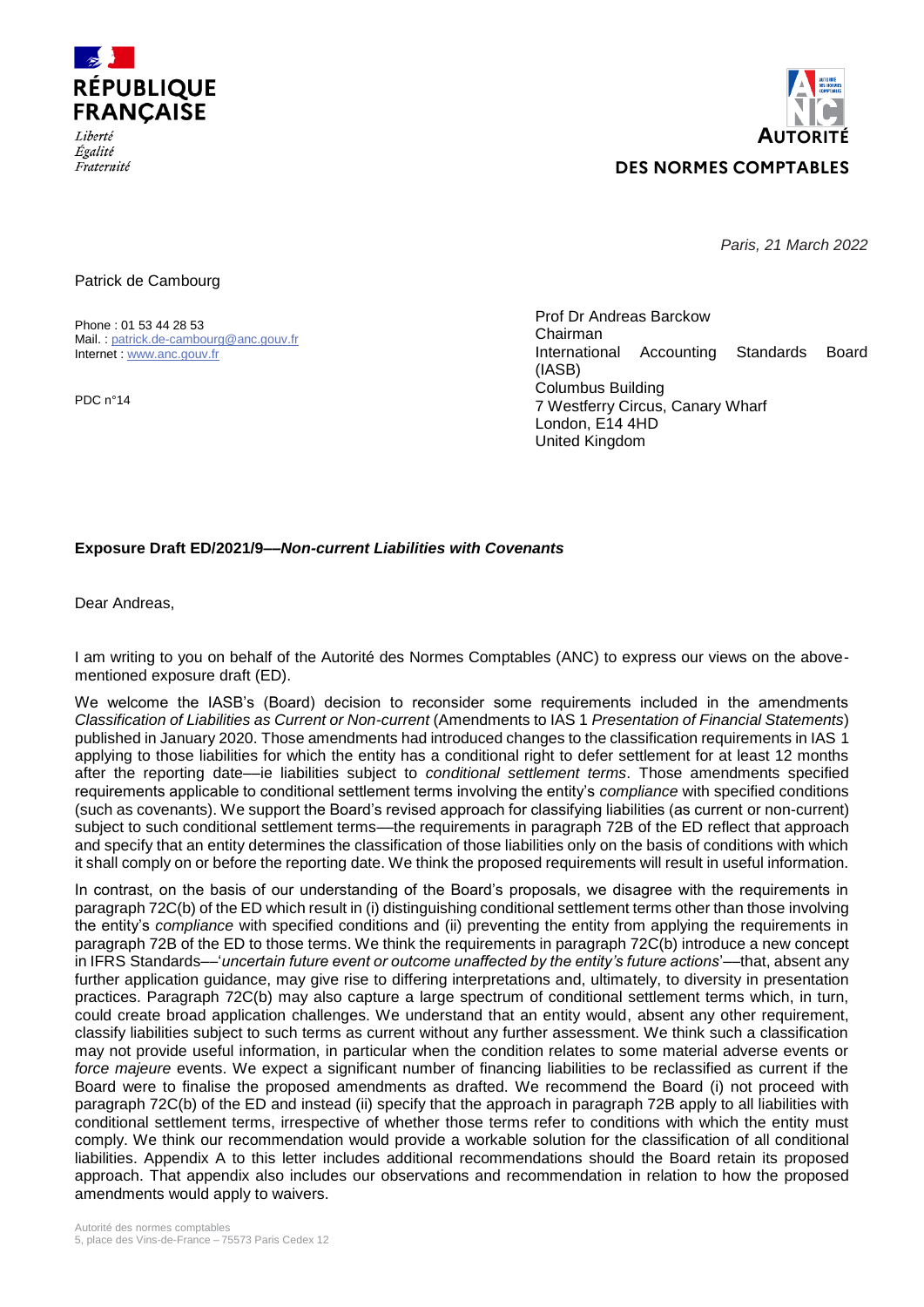RÉPUBLIQUE FRANÇAISE

*Liberté*
*Égalité*
*Fraternité*

AUTORITÉ DES NORMES COMPTABLES

*Paris, 21 March 2022*

Patrick de Cambourg

Phone : 01 53 44 28 53
Mail. : patrick.de-cambourg@anc.gouv.fr
Internet : www.anc.gouv.fr

PDC n°14

Prof Dr Andreas Barckow
Chairman
International Accounting Standards Board (IASB)
Columbus Building
7 Westferry Circus, Canary Wharf
London, E14 4HD
United Kingdom

**Exposure Draft ED/2021/9—*Non-current Liabilities with Covenants***

Dear Andreas,

I am writing to you on behalf of the Autorité des Normes Comptables (ANC) to express our views on the above-mentioned exposure draft (ED).

We welcome the IASB's (Board) decision to reconsider some requirements included in the amendments *Classification of Liabilities as Current or Non-current* (Amendments to IAS 1 *Presentation of Financial Statements*) published in January 2020. Those amendments had introduced changes to the classification requirements in IAS 1 applying to those liabilities for which the entity has a conditional right to defer settlement for at least 12 months after the reporting date—ie liabilities subject to *conditional settlement terms*. Those amendments specified requirements applicable to conditional settlement terms involving the entity's *compliance* with specified conditions (such as covenants). We support the Board's revised approach for classifying liabilities (as current or non-current) subject to such conditional settlement terms—the requirements in paragraph 72B of the ED reflect that approach and specify that an entity determines the classification of those liabilities only on the basis of conditions with which it shall comply on or before the reporting date. We think the proposed requirements will result in useful information.

In contrast, on the basis of our understanding of the Board's proposals, we disagree with the requirements in paragraph 72C(b) of the ED which result in (i) distinguishing conditional settlement terms other than those involving the entity's *compliance* with specified conditions and (ii) preventing the entity from applying the requirements in paragraph 72B of the ED to those terms. We think the requirements in paragraph 72C(b) introduce a new concept in IFRS Standards—'*uncertain future event or outcome unaffected by the entity's future actions*'—that, absent any further application guidance, may give rise to differing interpretations and, ultimately, to diversity in presentation practices. Paragraph 72C(b) may also capture a large spectrum of conditional settlement terms which, in turn, could create broad application challenges. We understand that an entity would, absent any other requirement, classify liabilities subject to such terms as current without any further assessment. We think such a classification may not provide useful information, in particular when the condition relates to some material adverse events or *force majeure* events. We expect a significant number of financing liabilities to be reclassified as current if the Board were to finalise the proposed amendments as drafted. We recommend the Board (i) not proceed with paragraph 72C(b) of the ED and instead (ii) specify that the approach in paragraph 72B apply to all liabilities with conditional settlement terms, irrespective of whether those terms refer to conditions with which the entity must comply. We think our recommendation would provide a workable solution for the classification of all conditional liabilities. Appendix A to this letter includes additional recommendations should the Board retain its proposed approach. That appendix also includes our observations and recommendation in relation to how the proposed amendments would apply to waivers.

Autorité des normes comptables
5, place des Vins-de-France – 75573 Paris Cedex 12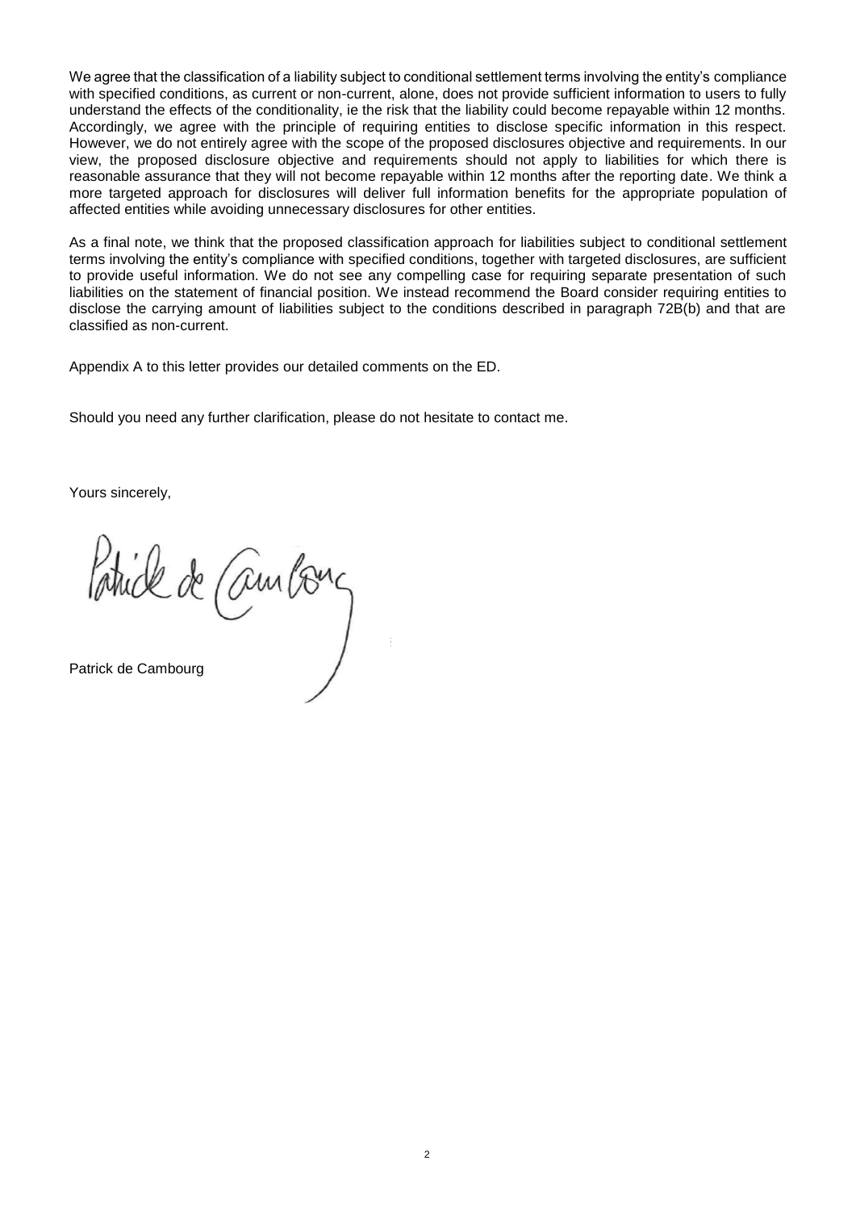We agree that the classification of a liability subject to conditional settlement terms involving the entity's compliance with specified conditions, as current or non-current, alone, does not provide sufficient information to users to fully understand the effects of the conditionality, ie the risk that the liability could become repayable within 12 months. Accordingly, we agree with the principle of requiring entities to disclose specific information in this respect. However, we do not entirely agree with the scope of the proposed disclosures objective and requirements. In our view, the proposed disclosure objective and requirements should not apply to liabilities for which there is reasonable assurance that they will not become repayable within 12 months after the reporting date. We think a more targeted approach for disclosures will deliver full information benefits for the appropriate population of affected entities while avoiding unnecessary disclosures for other entities.

As a final note, we think that the proposed classification approach for liabilities subject to conditional settlement terms involving the entity's compliance with specified conditions, together with targeted disclosures, are sufficient to provide useful information. We do not see any compelling case for requiring separate presentation of such liabilities on the statement of financial position. We instead recommend the Board consider requiring entities to disclose the carrying amount of liabilities subject to the conditions described in paragraph 72B(b) and that are classified as non-current.

Appendix A to this letter provides our detailed comments on the ED.

Should you need any further clarification, please do not hesitate to contact me.

Yours sincerely,

Patrick de Cambourg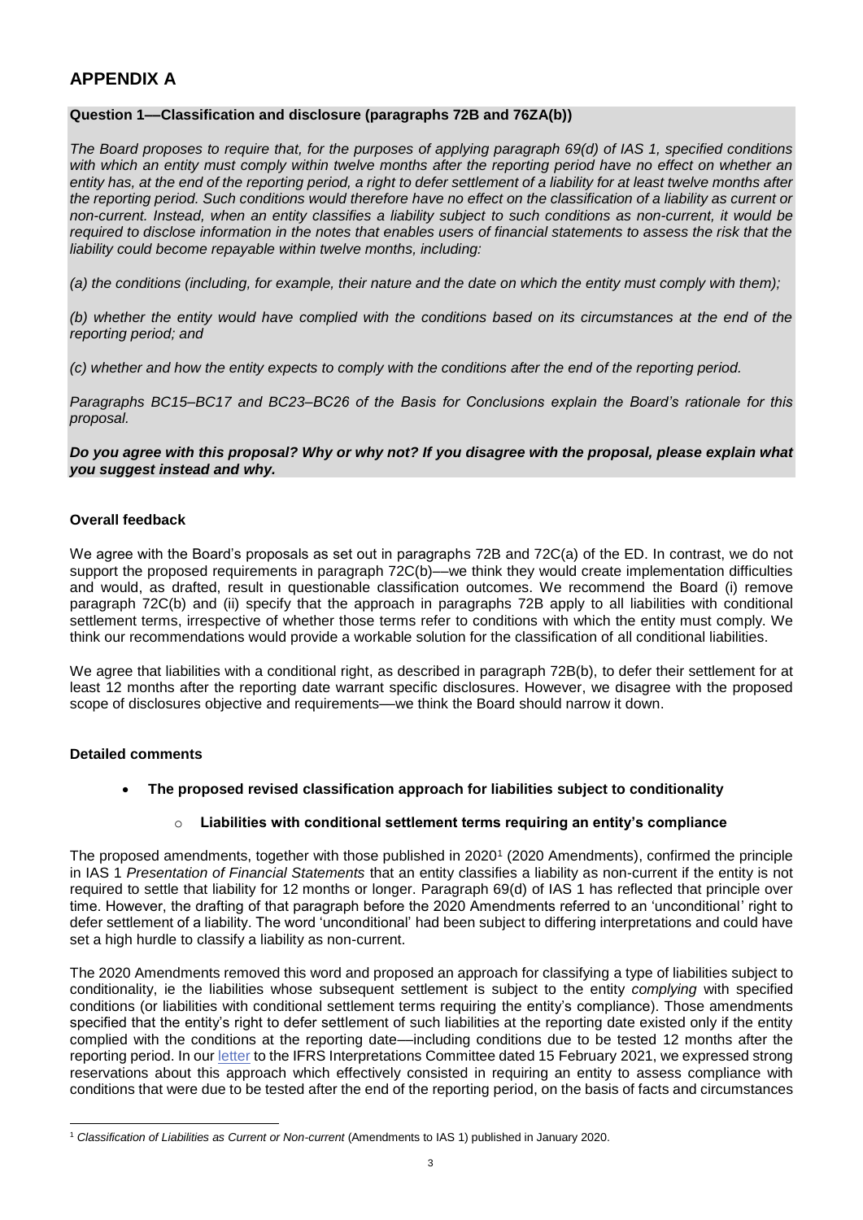## APPENDIX A

**Question 1—Classification and disclosure (paragraphs 72B and 76ZA(b))**

*The Board proposes to require that, for the purposes of applying paragraph 69(d) of IAS 1, specified conditions with which an entity must comply within twelve months after the reporting period have no effect on whether an entity has, at the end of the reporting period, a right to defer settlement of a liability for at least twelve months after the reporting period. Such conditions would therefore have no effect on the classification of a liability as current or non-current. Instead, when an entity classifies a liability subject to such conditions as non-current, it would be required to disclose information in the notes that enables users of financial statements to assess the risk that the liability could become repayable within twelve months, including:*

*(a) the conditions (including, for example, their nature and the date on which the entity must comply with them);*

*(b) whether the entity would have complied with the conditions based on its circumstances at the end of the reporting period; and*

*(c) whether and how the entity expects to comply with the conditions after the end of the reporting period.*

*Paragraphs BC15–BC17 and BC23–BC26 of the Basis for Conclusions explain the Board's rationale for this proposal.*

***Do you agree with this proposal? Why or why not? If you disagree with the proposal, please explain what you suggest instead and why.***

**Overall feedback**

We agree with the Board's proposals as set out in paragraphs 72B and 72C(a) of the ED. In contrast, we do not support the proposed requirements in paragraph 72C(b)—we think they would create implementation difficulties and would, as drafted, result in questionable classification outcomes. We recommend the Board (i) remove paragraph 72C(b) and (ii) specify that the approach in paragraphs 72B apply to all liabilities with conditional settlement terms, irrespective of whether those terms refer to conditions with which the entity must comply. We think our recommendations would provide a workable solution for the classification of all conditional liabilities.

We agree that liabilities with a conditional right, as described in paragraph 72B(b), to defer their settlement for at least 12 months after the reporting date warrant specific disclosures. However, we disagree with the proposed scope of disclosures objective and requirements—we think the Board should narrow it down.

**Detailed comments**

- **The proposed revised classification approach for liabilities subject to conditionality**
  - **Liabilities with conditional settlement terms requiring an entity's compliance**

The proposed amendments, together with those published in 2020[1] (2020 Amendments), confirmed the principle in IAS 1 *Presentation of Financial Statements* that an entity classifies a liability as non-current if the entity is not required to settle that liability for 12 months or longer. Paragraph 69(d) of IAS 1 has reflected that principle over time. However, the drafting of that paragraph before the 2020 Amendments referred to an 'unconditional' right to defer settlement of a liability. The word 'unconditional' had been subject to differing interpretations and could have set a high hurdle to classify a liability as non-current.

The 2020 Amendments removed this word and proposed an approach for classifying a type of liabilities subject to conditionality, ie the liabilities whose subsequent settlement is subject to the entity *complying* with specified conditions (or liabilities with conditional settlement terms requiring the entity's compliance). Those amendments specified that the entity's right to defer settlement of such liabilities at the reporting date existed only if the entity complied with the conditions at the reporting date—including conditions due to be tested 12 months after the reporting period. In our letter to the IFRS Interpretations Committee dated 15 February 2021, we expressed strong reservations about this approach which effectively consisted in requiring an entity to assess compliance with conditions that were due to be tested after the end of the reporting period, on the basis of facts and circumstances

[1] *Classification of Liabilities as Current or Non-current* (Amendments to IAS 1) published in January 2020.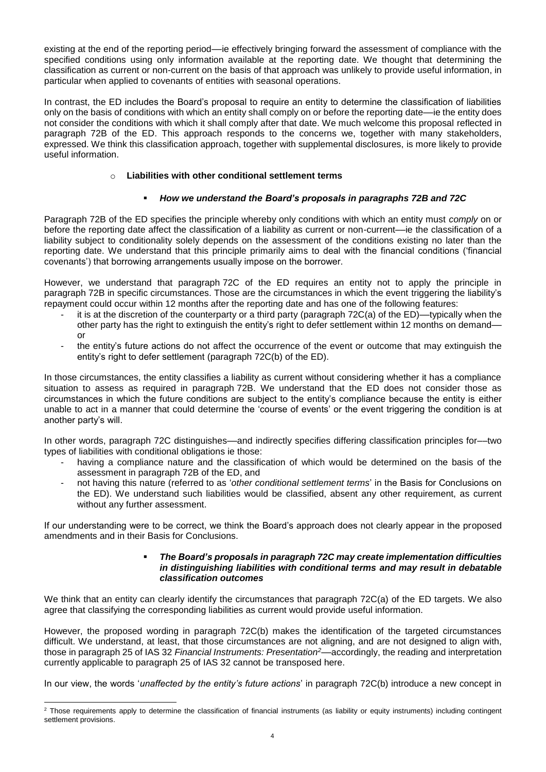existing at the end of the reporting period—ie effectively bringing forward the assessment of compliance with the specified conditions using only information available at the reporting date. We thought that determining the classification as current or non-current on the basis of that approach was unlikely to provide useful information, in particular when applied to covenants of entities with seasonal operations.

In contrast, the ED includes the Board's proposal to require an entity to determine the classification of liabilities only on the basis of conditions with which an entity shall comply on or before the reporting date—ie the entity does not consider the conditions with which it shall comply after that date. We much welcome this proposal reflected in paragraph 72B of the ED. This approach responds to the concerns we, together with many stakeholders, expressed. We think this classification approach, together with supplemental disclosures, is more likely to provide useful information.

- **Liabilities with other conditional settlement terms**

  - ***How we understand the Board's proposals in paragraphs 72B and 72C***

Paragraph 72B of the ED specifies the principle whereby only conditions with which an entity must *comply* on or before the reporting date affect the classification of a liability as current or non-current—ie the classification of a liability subject to conditionality solely depends on the assessment of the conditions existing no later than the reporting date. We understand that this principle primarily aims to deal with the financial conditions ('financial covenants') that borrowing arrangements usually impose on the borrower.

However, we understand that paragraph 72C of the ED requires an entity not to apply the principle in paragraph 72B in specific circumstances. Those are the circumstances in which the event triggering the liability's repayment could occur within 12 months after the reporting date and has one of the following features:

- it is at the discretion of the counterparty or a third party (paragraph 72C(a) of the ED)—typically when the other party has the right to extinguish the entity's right to defer settlement within 12 months on demand—or
- the entity's future actions do not affect the occurrence of the event or outcome that may extinguish the entity's right to defer settlement (paragraph 72C(b) of the ED).

In those circumstances, the entity classifies a liability as current without considering whether it has a compliance situation to assess as required in paragraph 72B. We understand that the ED does not consider those as circumstances in which the future conditions are subject to the entity's compliance because the entity is either unable to act in a manner that could determine the 'course of events' or the event triggering the condition is at another party's will.

In other words, paragraph 72C distinguishes—and indirectly specifies differing classification principles for—two types of liabilities with conditional obligations ie those:

- having a compliance nature and the classification of which would be determined on the basis of the assessment in paragraph 72B of the ED, and
- not having this nature (referred to as '*other conditional settlement terms*' in the Basis for Conclusions on the ED). We understand such liabilities would be classified, absent any other requirement, as current without any further assessment.

If our understanding were to be correct, we think the Board's approach does not clearly appear in the proposed amendments and in their Basis for Conclusions.

- ***The Board's proposals in paragraph 72C may create implementation difficulties in distinguishing liabilities with conditional terms and may result in debatable classification outcomes***

We think that an entity can clearly identify the circumstances that paragraph 72C(a) of the ED targets. We also agree that classifying the corresponding liabilities as current would provide useful information.

However, the proposed wording in paragraph 72C(b) makes the identification of the targeted circumstances difficult. We understand, at least, that those circumstances are not aligning, and are not designed to align with, those in paragraph 25 of IAS 32 *Financial Instruments: Presentation*[2]—accordingly, the reading and interpretation currently applicable to paragraph 25 of IAS 32 cannot be transposed here.

In our view, the words '*unaffected by the entity's future actions*' in paragraph 72C(b) introduce a new concept in

[2] Those requirements apply to determine the classification of financial instruments (as liability or equity instruments) including contingent settlement provisions.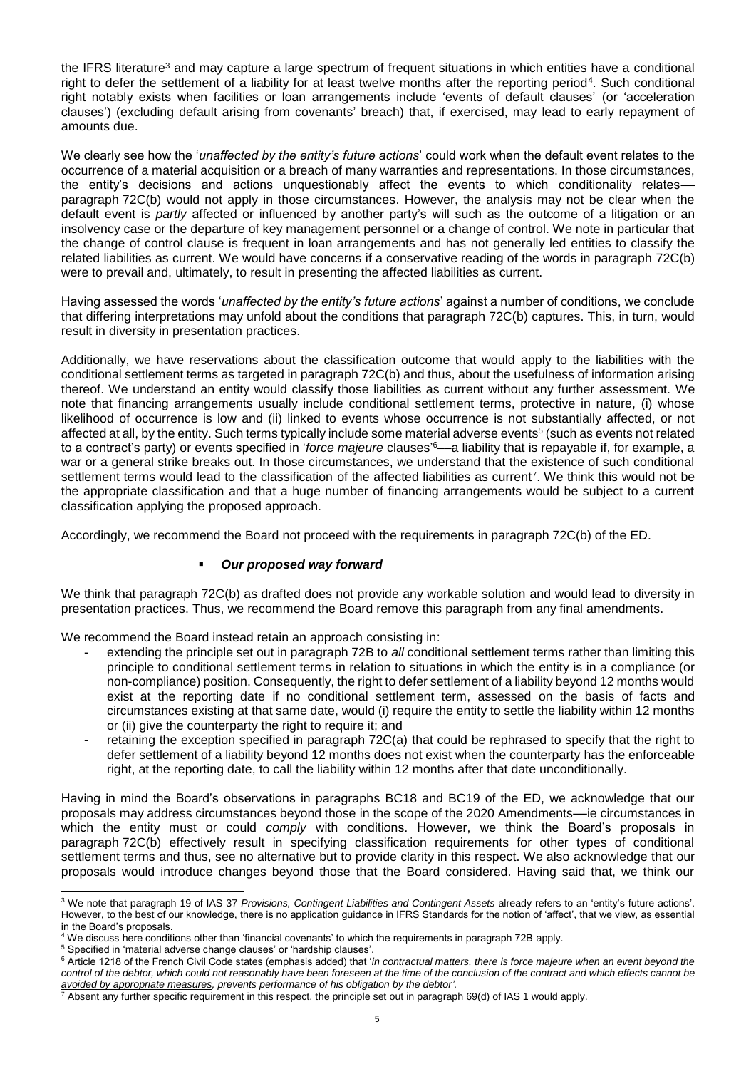the IFRS literature[3] and may capture a large spectrum of frequent situations in which entities have a conditional right to defer the settlement of a liability for at least twelve months after the reporting period[4]. Such conditional right notably exists when facilities or loan arrangements include 'events of default clauses' (or 'acceleration clauses') (excluding default arising from covenants' breach) that, if exercised, may lead to early repayment of amounts due.

We clearly see how the '*unaffected by the entity's future actions*' could work when the default event relates to the occurrence of a material acquisition or a breach of many warranties and representations. In those circumstances, the entity's decisions and actions unquestionably affect the events to which conditionality relates—paragraph 72C(b) would not apply in those circumstances. However, the analysis may not be clear when the default event is *partly* affected or influenced by another party's will such as the outcome of a litigation or an insolvency case or the departure of key management personnel or a change of control. We note in particular that the change of control clause is frequent in loan arrangements and has not generally led entities to classify the related liabilities as current. We would have concerns if a conservative reading of the words in paragraph 72C(b) were to prevail and, ultimately, to result in presenting the affected liabilities as current.

Having assessed the words '*unaffected by the entity's future actions*' against a number of conditions, we conclude that differing interpretations may unfold about the conditions that paragraph 72C(b) captures. This, in turn, would result in diversity in presentation practices.

Additionally, we have reservations about the classification outcome that would apply to the liabilities with the conditional settlement terms as targeted in paragraph 72C(b) and thus, about the usefulness of information arising thereof. We understand an entity would classify those liabilities as current without any further assessment. We note that financing arrangements usually include conditional settlement terms, protective in nature, (i) whose likelihood of occurrence is low and (ii) linked to events whose occurrence is not substantially affected, or not affected at all, by the entity. Such terms typically include some material adverse events[5] (such as events not related to a contract's party) or events specified in '*force majeure* clauses'[6]—a liability that is repayable if, for example, a war or a general strike breaks out. In those circumstances, we understand that the existence of such conditional settlement terms would lead to the classification of the affected liabilities as current[7]. We think this would not be the appropriate classification and that a huge number of financing arrangements would be subject to a current classification applying the proposed approach.

Accordingly, we recommend the Board not proceed with the requirements in paragraph 72C(b) of the ED.

- ***Our proposed way forward***

We think that paragraph 72C(b) as drafted does not provide any workable solution and would lead to diversity in presentation practices. Thus, we recommend the Board remove this paragraph from any final amendments.

We recommend the Board instead retain an approach consisting in:

- extending the principle set out in paragraph 72B to *all* conditional settlement terms rather than limiting this principle to conditional settlement terms in relation to situations in which the entity is in a compliance (or non-compliance) position. Consequently, the right to defer settlement of a liability beyond 12 months would exist at the reporting date if no conditional settlement term, assessed on the basis of facts and circumstances existing at that same date, would (i) require the entity to settle the liability within 12 months or (ii) give the counterparty the right to require it; and
- retaining the exception specified in paragraph 72C(a) that could be rephrased to specify that the right to defer settlement of a liability beyond 12 months does not exist when the counterparty has the enforceable right, at the reporting date, to call the liability within 12 months after that date unconditionally.

Having in mind the Board's observations in paragraphs BC18 and BC19 of the ED, we acknowledge that our proposals may address circumstances beyond those in the scope of the 2020 Amendments—ie circumstances in which the entity must or could *comply* with conditions. However, we think the Board's proposals in paragraph 72C(b) effectively result in specifying classification requirements for other types of conditional settlement terms and thus, see no alternative but to provide clarity in this respect. We also acknowledge that our proposals would introduce changes beyond those that the Board considered. Having said that, we think our

---

[3] We note that paragraph 19 of IAS 37 *Provisions, Contingent Liabilities and Contingent Assets* already refers to an 'entity's future actions'. However, to the best of our knowledge, there is no application guidance in IFRS Standards for the notion of 'affect', that we view, as essential in the Board's proposals.

[4] We discuss here conditions other than 'financial covenants' to which the requirements in paragraph 72B apply.

[5] Specified in 'material adverse change clauses' or 'hardship clauses'.

[6] Article 1218 of the French Civil Code states (emphasis added) that '*in contractual matters, there is force majeure when an event beyond the control of the debtor, which could not reasonably have been foreseen at the time of the conclusion of the contract and <u>which effects cannot be avoided by appropriate measures</u>, prevents performance of his obligation by the debtor'*.

[7] Absent any further specific requirement in this respect, the principle set out in paragraph 69(d) of IAS 1 would apply.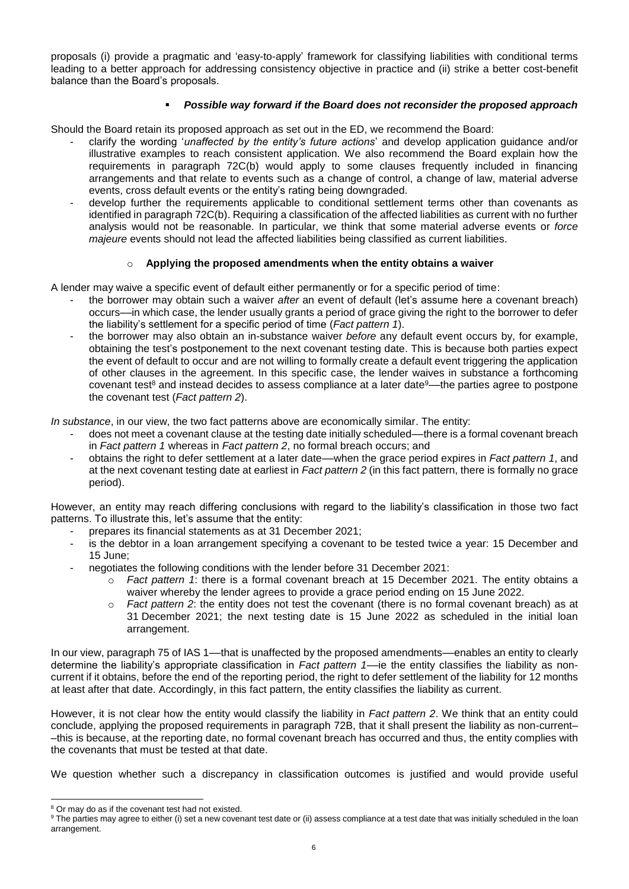proposals (i) provide a pragmatic and 'easy-to-apply' framework for classifying liabilities with conditional terms leading to a better approach for addressing consistency objective in practice and (ii) strike a better cost-benefit balance than the Board's proposals.

- ***Possible way forward if the Board does not reconsider the proposed approach***

Should the Board retain its proposed approach as set out in the ED, we recommend the Board:

- clarify the wording '*unaffected by the entity's future actions*' and develop application guidance and/or illustrative examples to reach consistent application. We also recommend the Board explain how the requirements in paragraph 72C(b) would apply to some clauses frequently included in financing arrangements and that relate to events such as a change of control, a change of law, material adverse events, cross default events or the entity's rating being downgraded.
- develop further the requirements applicable to conditional settlement terms other than covenants as identified in paragraph 72C(b). Requiring a classification of the affected liabilities as current with no further analysis would not be reasonable. In particular, we think that some material adverse events or *force majeure* events should not lead the affected liabilities being classified as current liabilities.

- **Applying the proposed amendments when the entity obtains a waiver**

A lender may waive a specific event of default either permanently or for a specific period of time:

- the borrower may obtain such a waiver *after* an event of default (let's assume here a covenant breach) occurs—in which case, the lender usually grants a period of grace giving the right to the borrower to defer the liability's settlement for a specific period of time (*Fact pattern 1*).
- the borrower may also obtain an in-substance waiver *before* any default event occurs by, for example, obtaining the test's postponement to the next covenant testing date. This is because both parties expect the event of default to occur and are not willing to formally create a default event triggering the application of other clauses in the agreement. In this specific case, the lender waives in substance a forthcoming covenant test[8] and instead decides to assess compliance at a later date[9]—the parties agree to postpone the covenant test (*Fact pattern 2*).

*In substance*, in our view, the two fact patterns above are economically similar. The entity:

- does not meet a covenant clause at the testing date initially scheduled—there is a formal covenant breach in *Fact pattern 1* whereas in *Fact pattern 2*, no formal breach occurs; and
- obtains the right to defer settlement at a later date—when the grace period expires in *Fact pattern 1*, and at the next covenant testing date at earliest in *Fact pattern 2* (in this fact pattern, there is formally no grace period).

However, an entity may reach differing conclusions with regard to the liability's classification in those two fact patterns. To illustrate this, let's assume that the entity:

- prepares its financial statements as at 31 December 2021;
- is the debtor in a loan arrangement specifying a covenant to be tested twice a year: 15 December and 15 June;
- negotiates the following conditions with the lender before 31 December 2021:
  - *Fact pattern 1*: there is a formal covenant breach at 15 December 2021. The entity obtains a waiver whereby the lender agrees to provide a grace period ending on 15 June 2022.
  - *Fact pattern 2*: the entity does not test the covenant (there is no formal covenant breach) as at 31 December 2021; the next testing date is 15 June 2022 as scheduled in the initial loan arrangement.

In our view, paragraph 75 of IAS 1—that is unaffected by the proposed amendments—enables an entity to clearly determine the liability's appropriate classification in *Fact pattern 1*—ie the entity classifies the liability as non-current if it obtains, before the end of the reporting period, the right to defer settlement of the liability for 12 months at least after that date. Accordingly, in this fact pattern, the entity classifies the liability as current.

However, it is not clear how the entity would classify the liability in *Fact pattern 2*. We think that an entity could conclude, applying the proposed requirements in paragraph 72B, that it shall present the liability as non-current—this is because, at the reporting date, no formal covenant breach has occurred and thus, the entity complies with the covenants that must be tested at that date.

We question whether such a discrepancy in classification outcomes is justified and would provide useful

---

[8] Or may do as if the covenant test had not existed.

[9] The parties may agree to either (i) set a new covenant test date or (ii) assess compliance at a test date that was initially scheduled in the loan arrangement.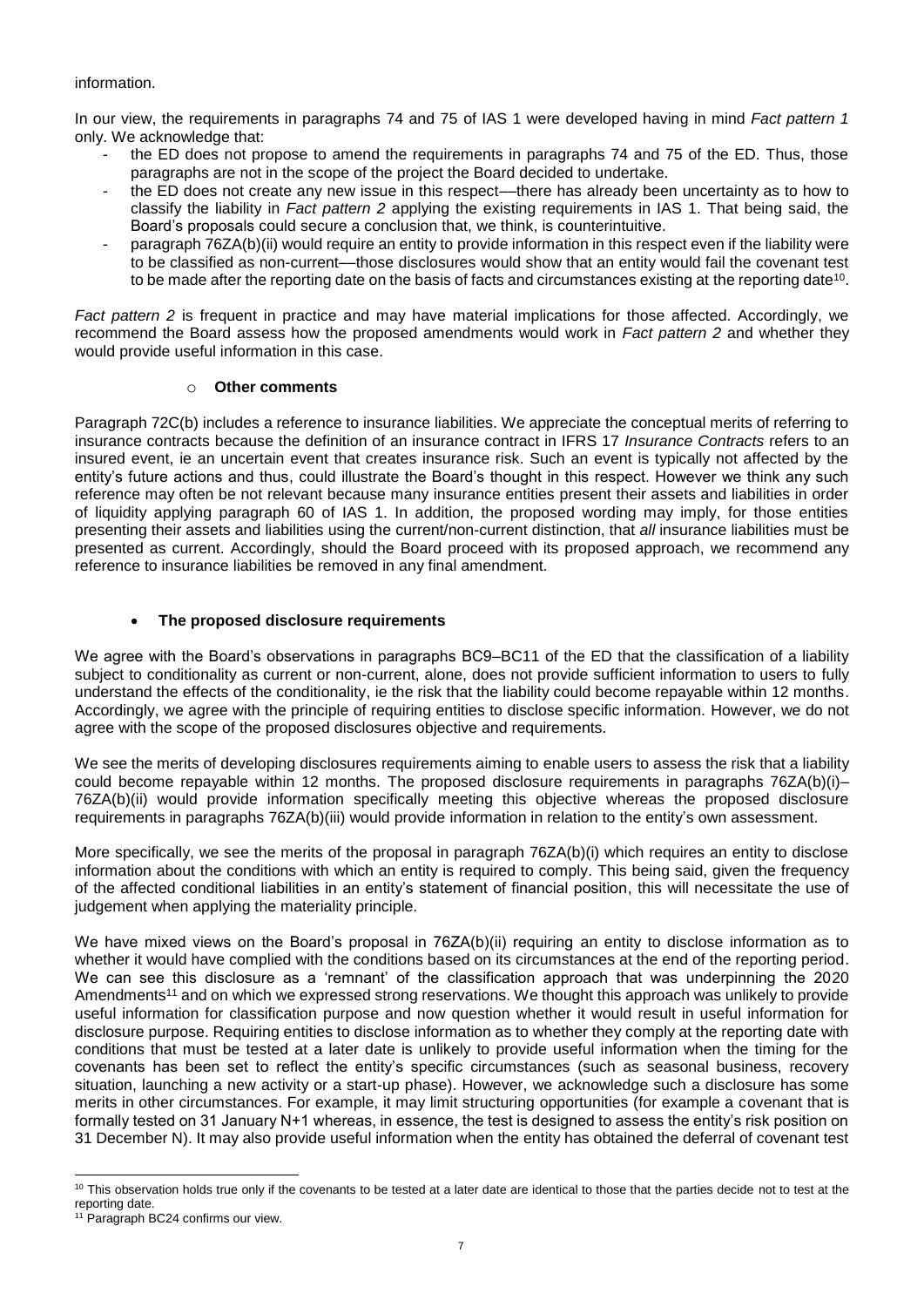information.

In our view, the requirements in paragraphs 74 and 75 of IAS 1 were developed having in mind *Fact pattern 1* only. We acknowledge that:

- the ED does not propose to amend the requirements in paragraphs 74 and 75 of the ED. Thus, those paragraphs are not in the scope of the project the Board decided to undertake.
- the ED does not create any new issue in this respect—there has already been uncertainty as to how to classify the liability in *Fact pattern 2* applying the existing requirements in IAS 1. That being said, the Board's proposals could secure a conclusion that, we think, is counterintuitive.
- paragraph 76ZA(b)(ii) would require an entity to provide information in this respect even if the liability were to be classified as non-current—those disclosures would show that an entity would fail the covenant test to be made after the reporting date on the basis of facts and circumstances existing at the reporting date[10].

*Fact pattern 2* is frequent in practice and may have material implications for those affected. Accordingly, we recommend the Board assess how the proposed amendments would work in *Fact pattern 2* and whether they would provide useful information in this case.

- **Other comments**

Paragraph 72C(b) includes a reference to insurance liabilities. We appreciate the conceptual merits of referring to insurance contracts because the definition of an insurance contract in IFRS 17 *Insurance Contracts* refers to an insured event, ie an uncertain event that creates insurance risk. Such an event is typically not affected by the entity's future actions and thus, could illustrate the Board's thought in this respect. However we think any such reference may often be not relevant because many insurance entities present their assets and liabilities in order of liquidity applying paragraph 60 of IAS 1. In addition, the proposed wording may imply, for those entities presenting their assets and liabilities using the current/non-current distinction, that *all* insurance liabilities must be presented as current. Accordingly, should the Board proceed with its proposed approach, we recommend any reference to insurance liabilities be removed in any final amendment.

- **The proposed disclosure requirements**

We agree with the Board's observations in paragraphs BC9–BC11 of the ED that the classification of a liability subject to conditionality as current or non-current, alone, does not provide sufficient information to users to fully understand the effects of the conditionality, ie the risk that the liability could become repayable within 12 months. Accordingly, we agree with the principle of requiring entities to disclose specific information. However, we do not agree with the scope of the proposed disclosures objective and requirements.

We see the merits of developing disclosures requirements aiming to enable users to assess the risk that a liability could become repayable within 12 months. The proposed disclosure requirements in paragraphs 76ZA(b)(i)–76ZA(b)(ii) would provide information specifically meeting this objective whereas the proposed disclosure requirements in paragraphs 76ZA(b)(iii) would provide information in relation to the entity's own assessment.

More specifically, we see the merits of the proposal in paragraph 76ZA(b)(i) which requires an entity to disclose information about the conditions with which an entity is required to comply. This being said, given the frequency of the affected conditional liabilities in an entity's statement of financial position, this will necessitate the use of judgement when applying the materiality principle.

We have mixed views on the Board's proposal in 76ZA(b)(ii) requiring an entity to disclose information as to whether it would have complied with the conditions based on its circumstances at the end of the reporting period. We can see this disclosure as a 'remnant' of the classification approach that was underpinning the 2020 Amendments[11] and on which we expressed strong reservations. We thought this approach was unlikely to provide useful information for classification purpose and now question whether it would result in useful information for disclosure purpose. Requiring entities to disclose information as to whether they comply at the reporting date with conditions that must be tested at a later date is unlikely to provide useful information when the timing for the covenants has been set to reflect the entity's specific circumstances (such as seasonal business, recovery situation, launching a new activity or a start-up phase). However, we acknowledge such a disclosure has some merits in other circumstances. For example, it may limit structuring opportunities (for example a covenant that is formally tested on 31 January N+1 whereas, in essence, the test is designed to assess the entity's risk position on 31 December N). It may also provide useful information when the entity has obtained the deferral of covenant test

[10] This observation holds true only if the covenants to be tested at a later date are identical to those that the parties decide not to test at the reporting date.

[11] Paragraph BC24 confirms our view.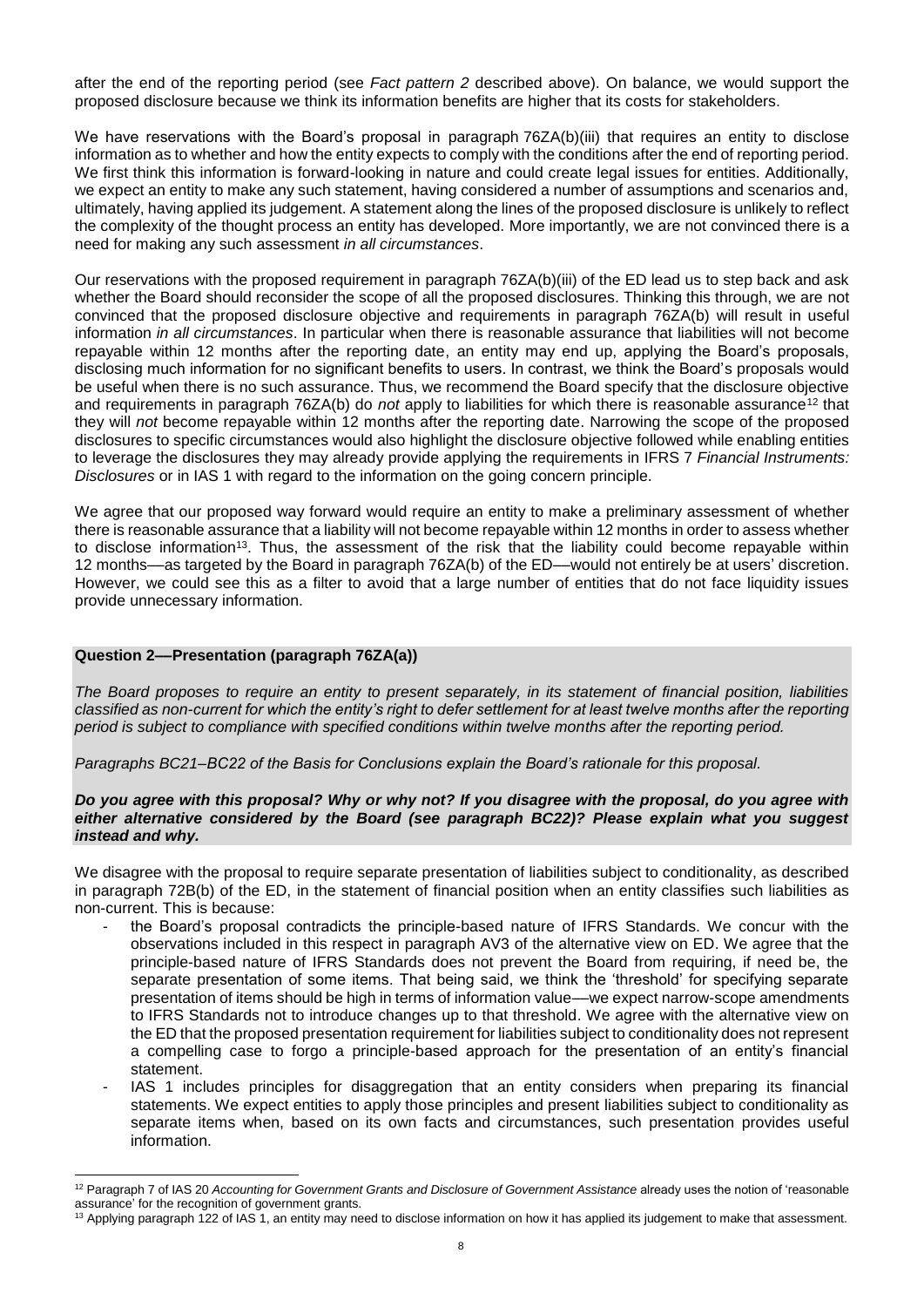after the end of the reporting period (see *Fact pattern 2* described above). On balance, we would support the proposed disclosure because we think its information benefits are higher that its costs for stakeholders.

We have reservations with the Board's proposal in paragraph 76ZA(b)(iii) that requires an entity to disclose information as to whether and how the entity expects to comply with the conditions after the end of reporting period. We first think this information is forward-looking in nature and could create legal issues for entities. Additionally, we expect an entity to make any such statement, having considered a number of assumptions and scenarios and, ultimately, having applied its judgement. A statement along the lines of the proposed disclosure is unlikely to reflect the complexity of the thought process an entity has developed. More importantly, we are not convinced there is a need for making any such assessment *in all circumstances*.

Our reservations with the proposed requirement in paragraph 76ZA(b)(iii) of the ED lead us to step back and ask whether the Board should reconsider the scope of all the proposed disclosures. Thinking this through, we are not convinced that the proposed disclosure objective and requirements in paragraph 76ZA(b) will result in useful information *in all circumstances*. In particular when there is reasonable assurance that liabilities will not become repayable within 12 months after the reporting date, an entity may end up, applying the Board's proposals, disclosing much information for no significant benefits to users. In contrast, we think the Board's proposals would be useful when there is no such assurance. Thus, we recommend the Board specify that the disclosure objective and requirements in paragraph 76ZA(b) do *not* apply to liabilities for which there is reasonable assurance[12] that they will *not* become repayable within 12 months after the reporting date. Narrowing the scope of the proposed disclosures to specific circumstances would also highlight the disclosure objective followed while enabling entities to leverage the disclosures they may already provide applying the requirements in IFRS 7 *Financial Instruments: Disclosures* or in IAS 1 with regard to the information on the going concern principle.

We agree that our proposed way forward would require an entity to make a preliminary assessment of whether there is reasonable assurance that a liability will not become repayable within 12 months in order to assess whether to disclose information[13]. Thus, the assessment of the risk that the liability could become repayable within 12 months—as targeted by the Board in paragraph 76ZA(b) of the ED—would not entirely be at users' discretion. However, we could see this as a filter to avoid that a large number of entities that do not face liquidity issues provide unnecessary information.

**Question 2—Presentation (paragraph 76ZA(a))**

*The Board proposes to require an entity to present separately, in its statement of financial position, liabilities classified as non-current for which the entity's right to defer settlement for at least twelve months after the reporting period is subject to compliance with specified conditions within twelve months after the reporting period.*

*Paragraphs BC21–BC22 of the Basis for Conclusions explain the Board's rationale for this proposal.*

***Do you agree with this proposal? Why or why not? If you disagree with the proposal, do you agree with either alternative considered by the Board (see paragraph BC22)? Please explain what you suggest instead and why.***

We disagree with the proposal to require separate presentation of liabilities subject to conditionality, as described in paragraph 72B(b) of the ED, in the statement of financial position when an entity classifies such liabilities as non-current. This is because:

- the Board's proposal contradicts the principle-based nature of IFRS Standards. We concur with the observations included in this respect in paragraph AV3 of the alternative view on ED. We agree that the principle-based nature of IFRS Standards does not prevent the Board from requiring, if need be, the separate presentation of some items. That being said, we think the 'threshold' for specifying separate presentation of items should be high in terms of information value—we expect narrow-scope amendments to IFRS Standards not to introduce changes up to that threshold. We agree with the alternative view on the ED that the proposed presentation requirement for liabilities subject to conditionality does not represent a compelling case to forgo a principle-based approach for the presentation of an entity's financial statement.
- IAS 1 includes principles for disaggregation that an entity considers when preparing its financial statements. We expect entities to apply those principles and present liabilities subject to conditionality as separate items when, based on its own facts and circumstances, such presentation provides useful information.

[12] Paragraph 7 of IAS 20 *Accounting for Government Grants and Disclosure of Government Assistance* already uses the notion of 'reasonable assurance' for the recognition of government grants.

[13] Applying paragraph 122 of IAS 1, an entity may need to disclose information on how it has applied its judgement to make that assessment.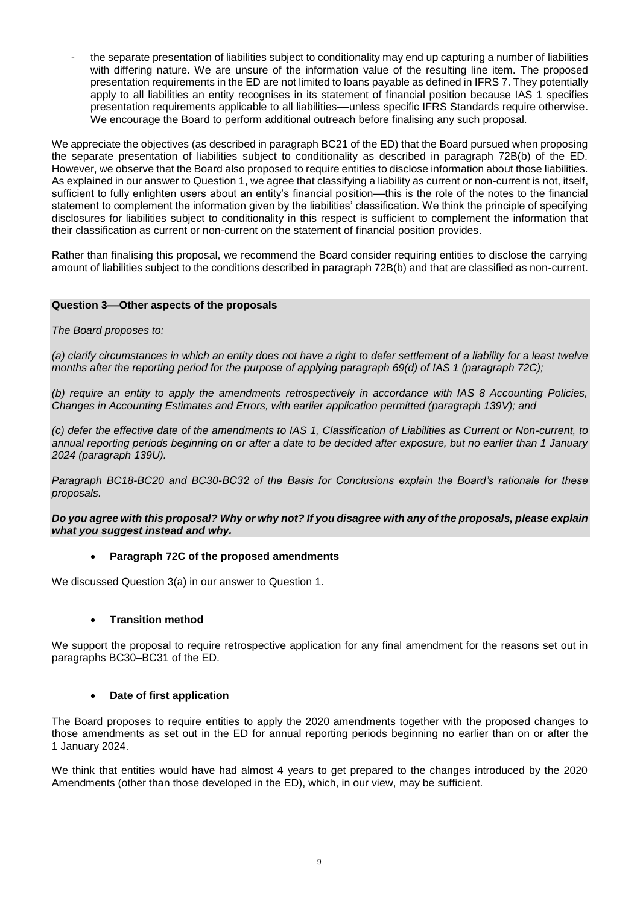- the separate presentation of liabilities subject to conditionality may end up capturing a number of liabilities with differing nature. We are unsure of the information value of the resulting line item. The proposed presentation requirements in the ED are not limited to loans payable as defined in IFRS 7. They potentially apply to all liabilities an entity recognises in its statement of financial position because IAS 1 specifies presentation requirements applicable to all liabilities—unless specific IFRS Standards require otherwise. We encourage the Board to perform additional outreach before finalising any such proposal.

We appreciate the objectives (as described in paragraph BC21 of the ED) that the Board pursued when proposing the separate presentation of liabilities subject to conditionality as described in paragraph 72B(b) of the ED. However, we observe that the Board also proposed to require entities to disclose information about those liabilities. As explained in our answer to Question 1, we agree that classifying a liability as current or non-current is not, itself, sufficient to fully enlighten users about an entity's financial position—this is the role of the notes to the financial statement to complement the information given by the liabilities' classification. We think the principle of specifying disclosures for liabilities subject to conditionality in this respect is sufficient to complement the information that their classification as current or non-current on the statement of financial position provides.

Rather than finalising this proposal, we recommend the Board consider requiring entities to disclose the carrying amount of liabilities subject to the conditions described in paragraph 72B(b) and that are classified as non-current.

**Question 3—Other aspects of the proposals**

*The Board proposes to:*

*(a) clarify circumstances in which an entity does not have a right to defer settlement of a liability for a least twelve months after the reporting period for the purpose of applying paragraph 69(d) of IAS 1 (paragraph 72C);*

*(b) require an entity to apply the amendments retrospectively in accordance with IAS 8 Accounting Policies, Changes in Accounting Estimates and Errors, with earlier application permitted (paragraph 139V); and*

*(c) defer the effective date of the amendments to IAS 1, Classification of Liabilities as Current or Non-current, to annual reporting periods beginning on or after a date to be decided after exposure, but no earlier than 1 January 2024 (paragraph 139U).*

*Paragraph BC18-BC20 and BC30-BC32 of the Basis for Conclusions explain the Board's rationale for these proposals.*

***Do you agree with this proposal? Why or why not? If you disagree with any of the proposals, please explain what you suggest instead and why.***

- **Paragraph 72C of the proposed amendments**

We discussed Question 3(a) in our answer to Question 1.

- **Transition method**

We support the proposal to require retrospective application for any final amendment for the reasons set out in paragraphs BC30–BC31 of the ED.

- **Date of first application**

The Board proposes to require entities to apply the 2020 amendments together with the proposed changes to those amendments as set out in the ED for annual reporting periods beginning no earlier than on or after the 1 January 2024.

We think that entities would have had almost 4 years to get prepared to the changes introduced by the 2020 Amendments (other than those developed in the ED), which, in our view, may be sufficient.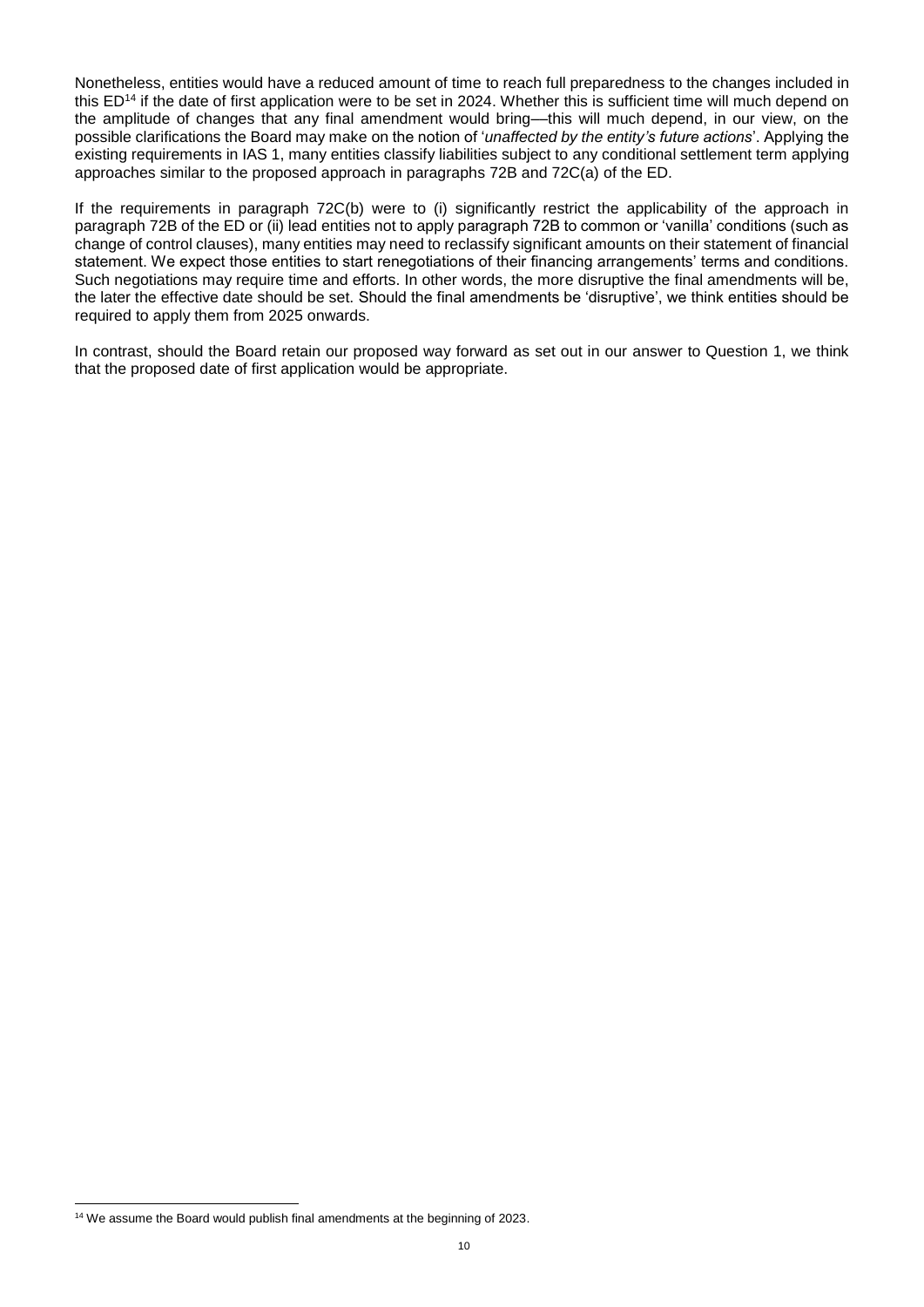Nonetheless, entities would have a reduced amount of time to reach full preparedness to the changes included in this ED[14] if the date of first application were to be set in 2024. Whether this is sufficient time will much depend on the amplitude of changes that any final amendment would bring—this will much depend, in our view, on the possible clarifications the Board may make on the notion of '*unaffected by the entity's future actions*'. Applying the existing requirements in IAS 1, many entities classify liabilities subject to any conditional settlement term applying approaches similar to the proposed approach in paragraphs 72B and 72C(a) of the ED.

If the requirements in paragraph 72C(b) were to (i) significantly restrict the applicability of the approach in paragraph 72B of the ED or (ii) lead entities not to apply paragraph 72B to common or 'vanilla' conditions (such as change of control clauses), many entities may need to reclassify significant amounts on their statement of financial statement. We expect those entities to start renegotiations of their financing arrangements' terms and conditions. Such negotiations may require time and efforts. In other words, the more disruptive the final amendments will be, the later the effective date should be set. Should the final amendments be 'disruptive', we think entities should be required to apply them from 2025 onwards.

In contrast, should the Board retain our proposed way forward as set out in our answer to Question 1, we think that the proposed date of first application would be appropriate.

[14] We assume the Board would publish final amendments at the beginning of 2023.